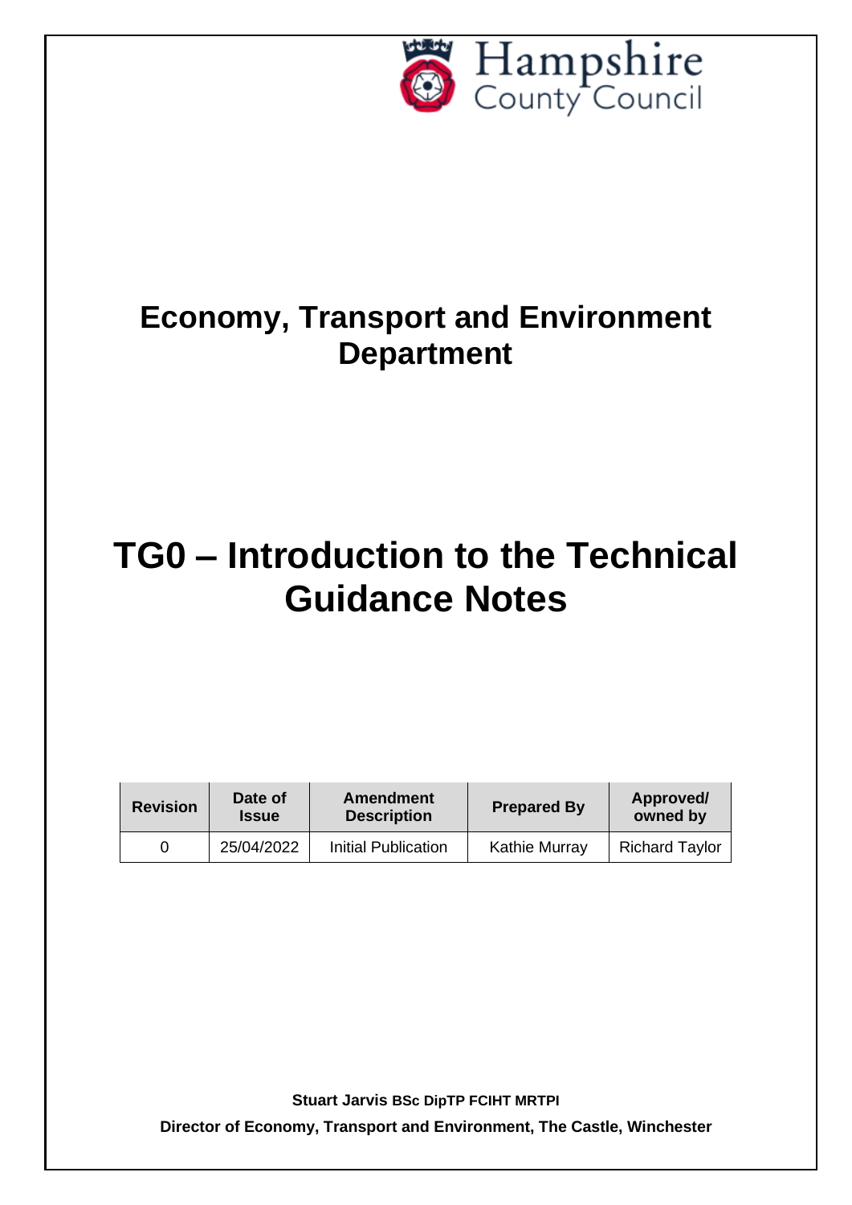Hampshire County Council

# Economy, Transport and Environment Department

# TG0 – Introduction to the Technical Guidance Notes

| Revision | Date of Issue | Amendment Description | Prepared By | Approved/ owned by |
|---|---|---|---|---|
| 0 | 25/04/2022 | Initial Publication | Kathie Murray | Richard Taylor |

**Stuart Jarvis BSc DipTP FCIHT MRTPI**

**Director of Economy, Transport and Environment, The Castle, Winchester**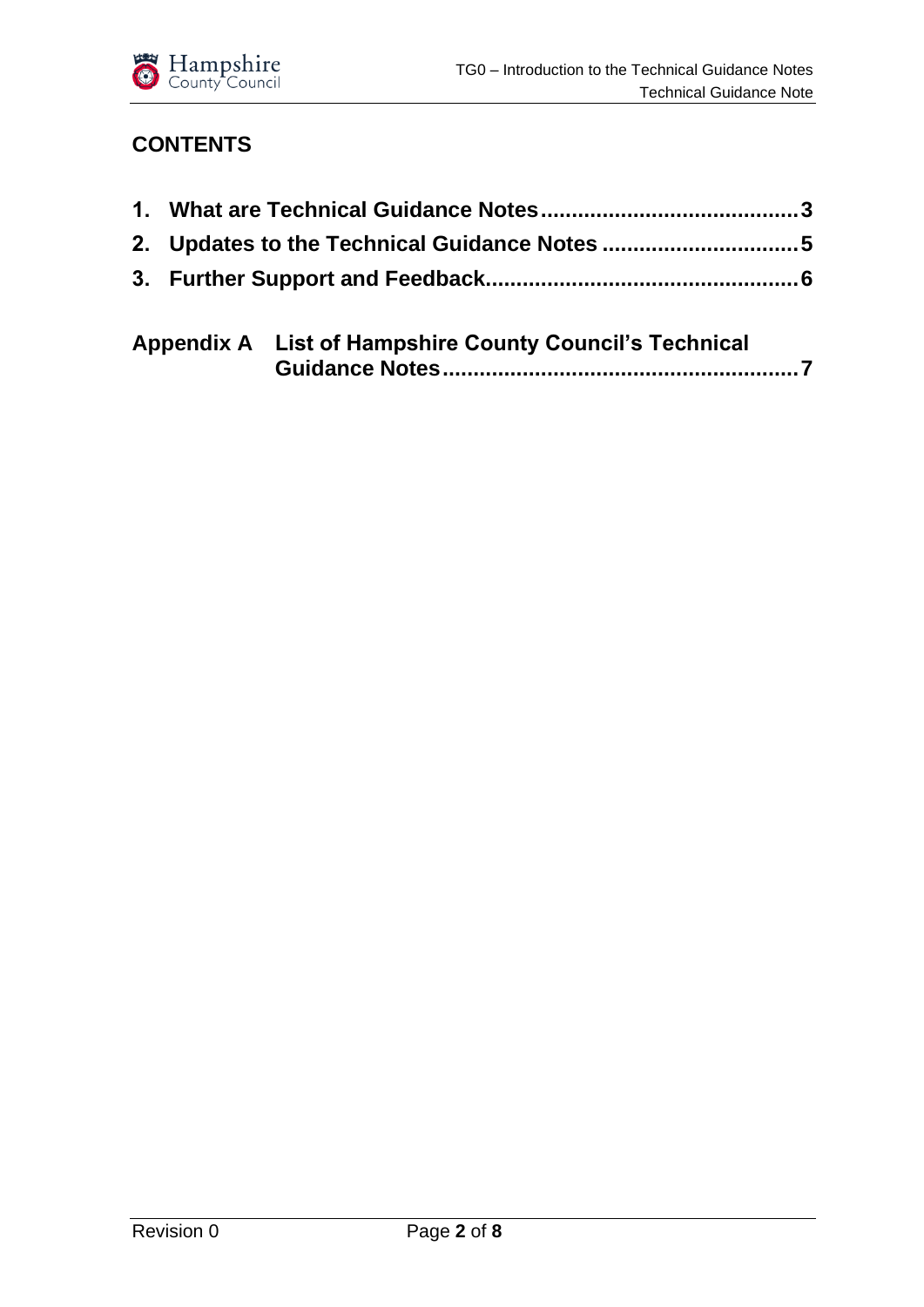## CONTENTS

**1. What are Technical Guidance Notes......................................... 3**

**2. Updates to the Technical Guidance Notes ............................... 5**

**3. Further Support and Feedback.................................................. 6**

**Appendix A List of Hampshire County Council's Technical Guidance Notes......................................................... 7**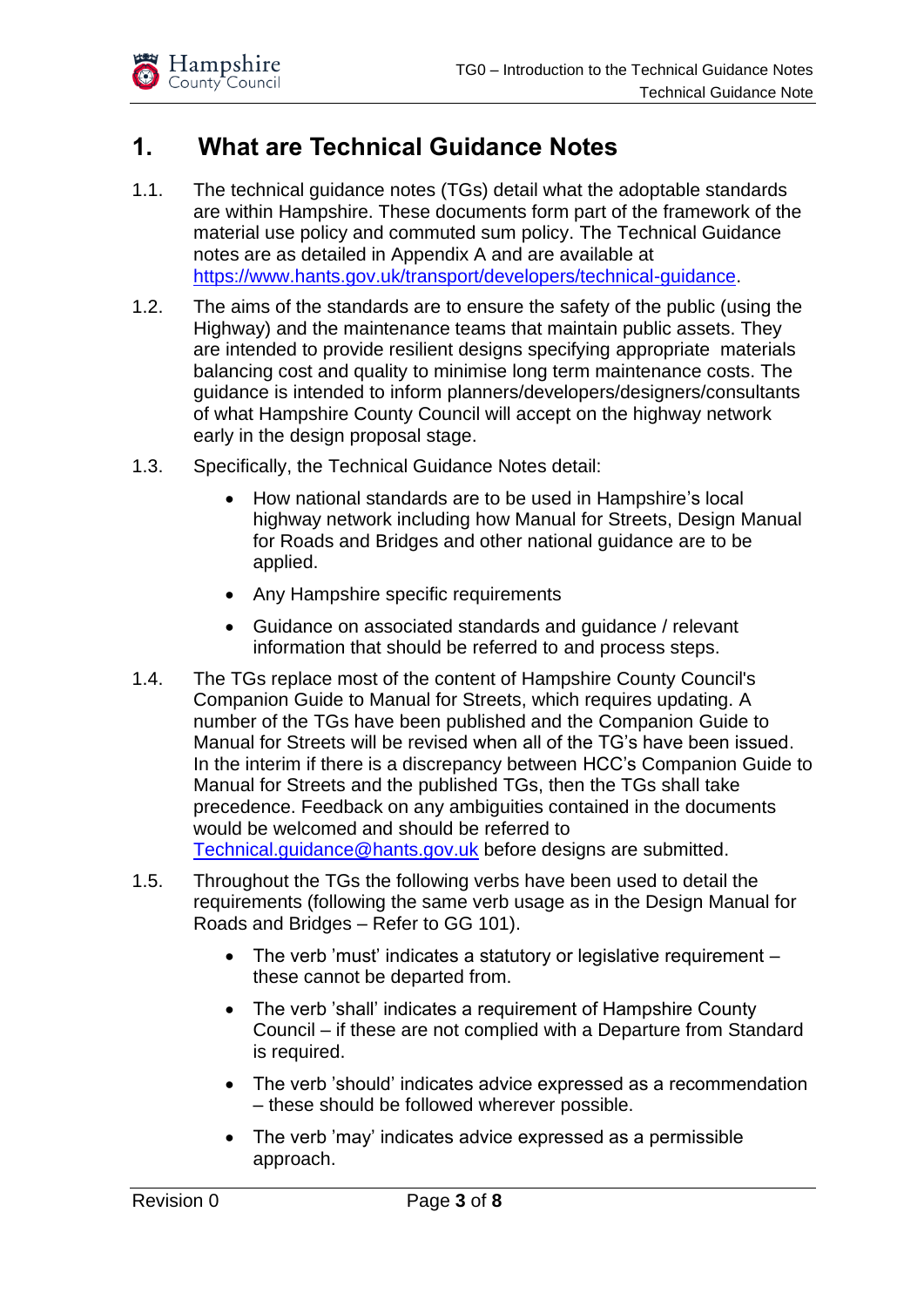# 1. What are Technical Guidance Notes

1.1. The technical guidance notes (TGs) detail what the adoptable standards are within Hampshire. These documents form part of the framework of the material use policy and commuted sum policy. The Technical Guidance notes are as detailed in Appendix A and are available at https://www.hants.gov.uk/transport/developers/technical-guidance.

1.2. The aims of the standards are to ensure the safety of the public (using the Highway) and the maintenance teams that maintain public assets. They are intended to provide resilient designs specifying appropriate materials balancing cost and quality to minimise long term maintenance costs. The guidance is intended to inform planners/developers/designers/consultants of what Hampshire County Council will accept on the highway network early in the design proposal stage.

1.3. Specifically, the Technical Guidance Notes detail:

- How national standards are to be used in Hampshire's local highway network including how Manual for Streets, Design Manual for Roads and Bridges and other national guidance are to be applied.
- Any Hampshire specific requirements
- Guidance on associated standards and guidance / relevant information that should be referred to and process steps.

1.4. The TGs replace most of the content of Hampshire County Council's Companion Guide to Manual for Streets, which requires updating. A number of the TGs have been published and the Companion Guide to Manual for Streets will be revised when all of the TG's have been issued. In the interim if there is a discrepancy between HCC's Companion Guide to Manual for Streets and the published TGs, then the TGs shall take precedence. Feedback on any ambiguities contained in the documents would be welcomed and should be referred to Technical.guidance@hants.gov.uk before designs are submitted.

1.5. Throughout the TGs the following verbs have been used to detail the requirements (following the same verb usage as in the Design Manual for Roads and Bridges – Refer to GG 101).

- The verb 'must' indicates a statutory or legislative requirement – these cannot be departed from.
- The verb 'shall' indicates a requirement of Hampshire County Council – if these are not complied with a Departure from Standard is required.
- The verb 'should' indicates advice expressed as a recommendation – these should be followed wherever possible.
- The verb 'may' indicates advice expressed as a permissible approach.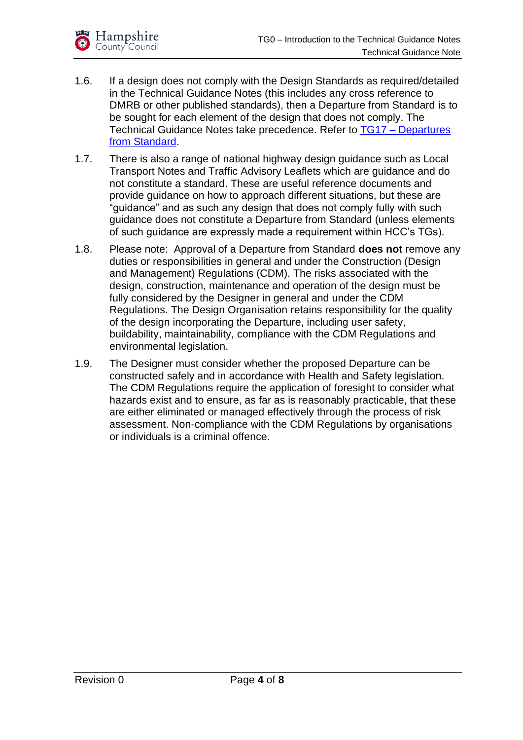1.6. If a design does not comply with the Design Standards as required/detailed in the Technical Guidance Notes (this includes any cross reference to DMRB or other published standards), then a Departure from Standard is to be sought for each element of the design that does not comply. The Technical Guidance Notes take precedence. Refer to TG17 – Departures from Standard.

1.7. There is also a range of national highway design guidance such as Local Transport Notes and Traffic Advisory Leaflets which are guidance and do not constitute a standard. These are useful reference documents and provide guidance on how to approach different situations, but these are "guidance" and as such any design that does not comply fully with such guidance does not constitute a Departure from Standard (unless elements of such guidance are expressly made a requirement within HCC's TGs).

1.8. Please note: Approval of a Departure from Standard **does not** remove any duties or responsibilities in general and under the Construction (Design and Management) Regulations (CDM). The risks associated with the design, construction, maintenance and operation of the design must be fully considered by the Designer in general and under the CDM Regulations. The Design Organisation retains responsibility for the quality of the design incorporating the Departure, including user safety, buildability, maintainability, compliance with the CDM Regulations and environmental legislation.

1.9. The Designer must consider whether the proposed Departure can be constructed safely and in accordance with Health and Safety legislation. The CDM Regulations require the application of foresight to consider what hazards exist and to ensure, as far as is reasonably practicable, that these are either eliminated or managed effectively through the process of risk assessment. Non-compliance with the CDM Regulations by organisations or individuals is a criminal offence.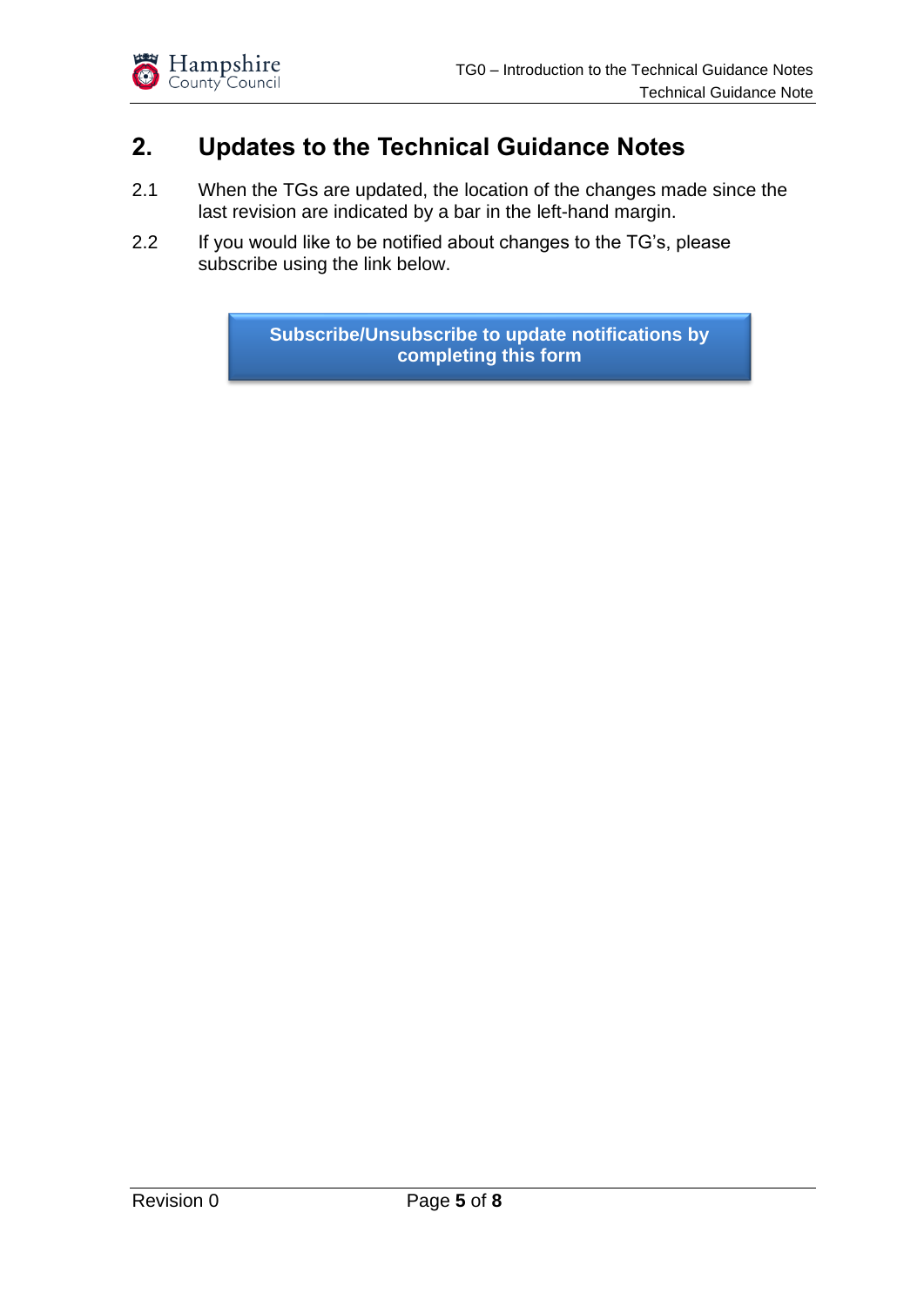## 2. Updates to the Technical Guidance Notes

2.1 When the TGs are updated, the location of the changes made since the last revision are indicated by a bar in the left-hand margin.

2.2 If you would like to be notified about changes to the TG's, please subscribe using the link below.

**Subscribe/Unsubscribe to update notifications by completing this form**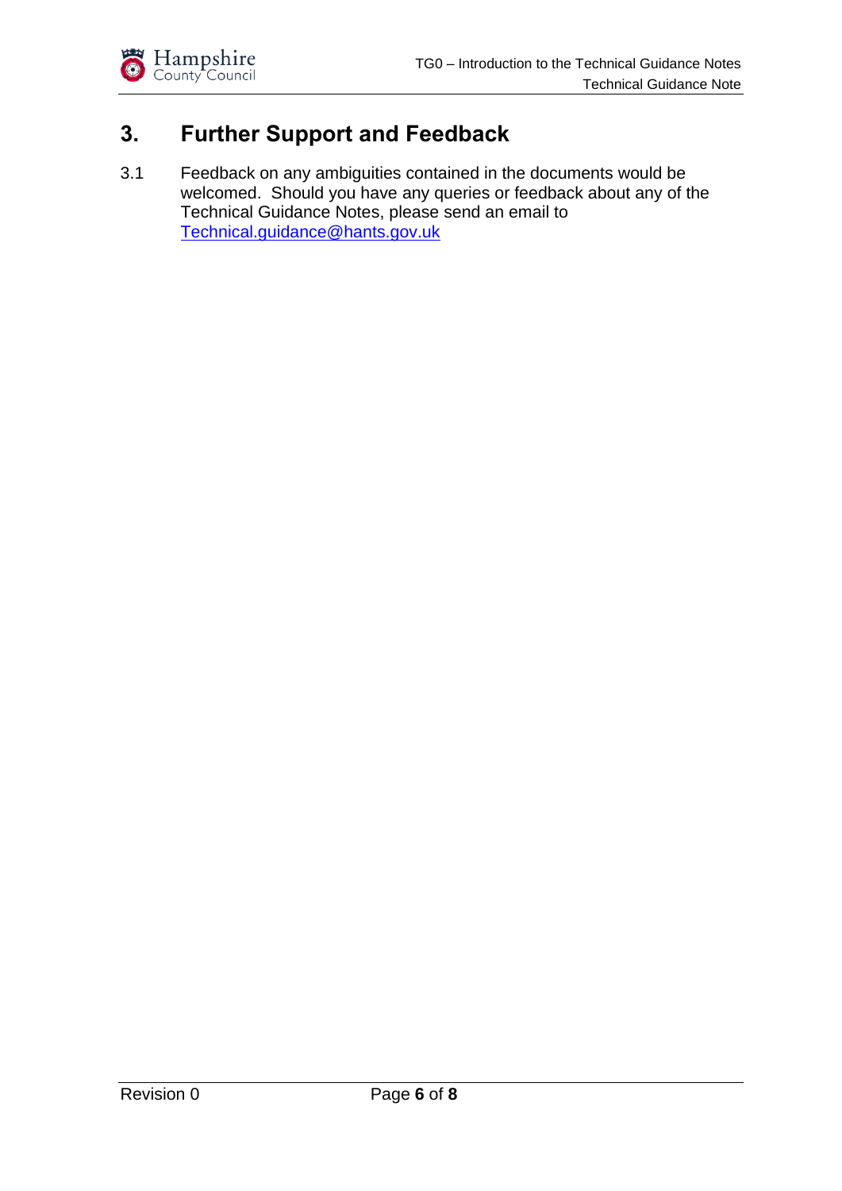## 3. Further Support and Feedback

3.1 Feedback on any ambiguities contained in the documents would be welcomed. Should you have any queries or feedback about any of the Technical Guidance Notes, please send an email to Technical.guidance@hants.gov.uk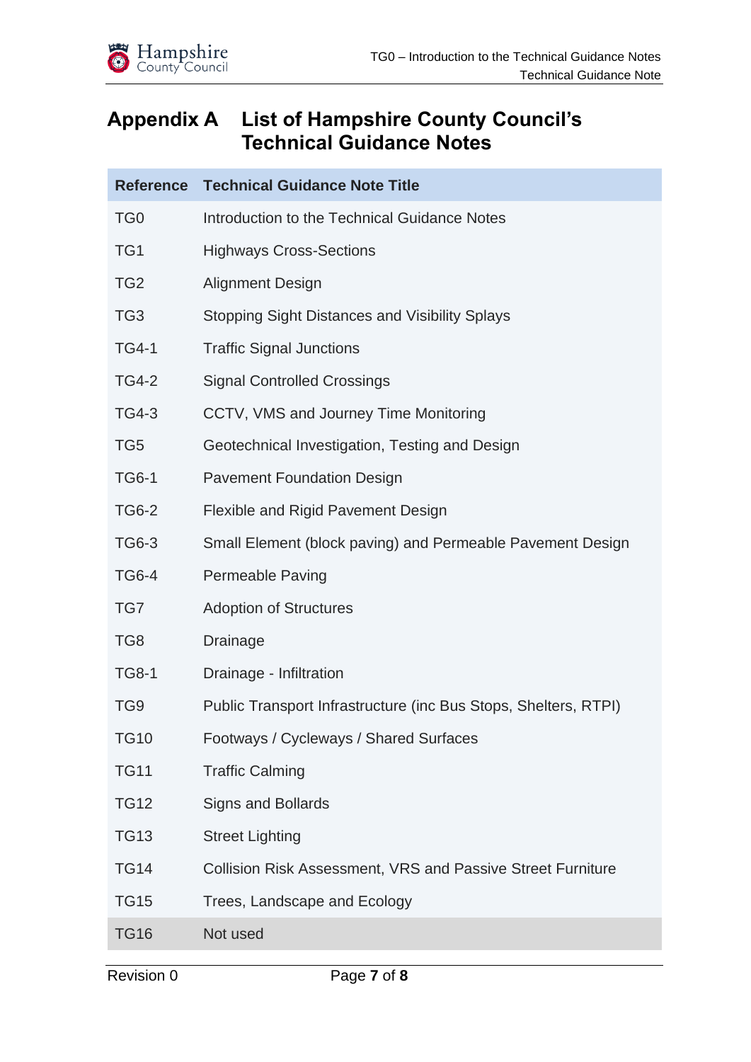# Appendix A List of Hampshire County Council's Technical Guidance Notes

| Reference | Technical Guidance Note Title |
|---|---|
| TG0 | Introduction to the Technical Guidance Notes |
| TG1 | Highways Cross-Sections |
| TG2 | Alignment Design |
| TG3 | Stopping Sight Distances and Visibility Splays |
| TG4-1 | Traffic Signal Junctions |
| TG4-2 | Signal Controlled Crossings |
| TG4-3 | CCTV, VMS and Journey Time Monitoring |
| TG5 | Geotechnical Investigation, Testing and Design |
| TG6-1 | Pavement Foundation Design |
| TG6-2 | Flexible and Rigid Pavement Design |
| TG6-3 | Small Element (block paving) and Permeable Pavement Design |
| TG6-4 | Permeable Paving |
| TG7 | Adoption of Structures |
| TG8 | Drainage |
| TG8-1 | Drainage - Infiltration |
| TG9 | Public Transport Infrastructure (inc Bus Stops, Shelters, RTPI) |
| TG10 | Footways / Cycleways / Shared Surfaces |
| TG11 | Traffic Calming |
| TG12 | Signs and Bollards |
| TG13 | Street Lighting |
| TG14 | Collision Risk Assessment, VRS and Passive Street Furniture |
| TG15 | Trees, Landscape and Ecology |
| TG16 | Not used |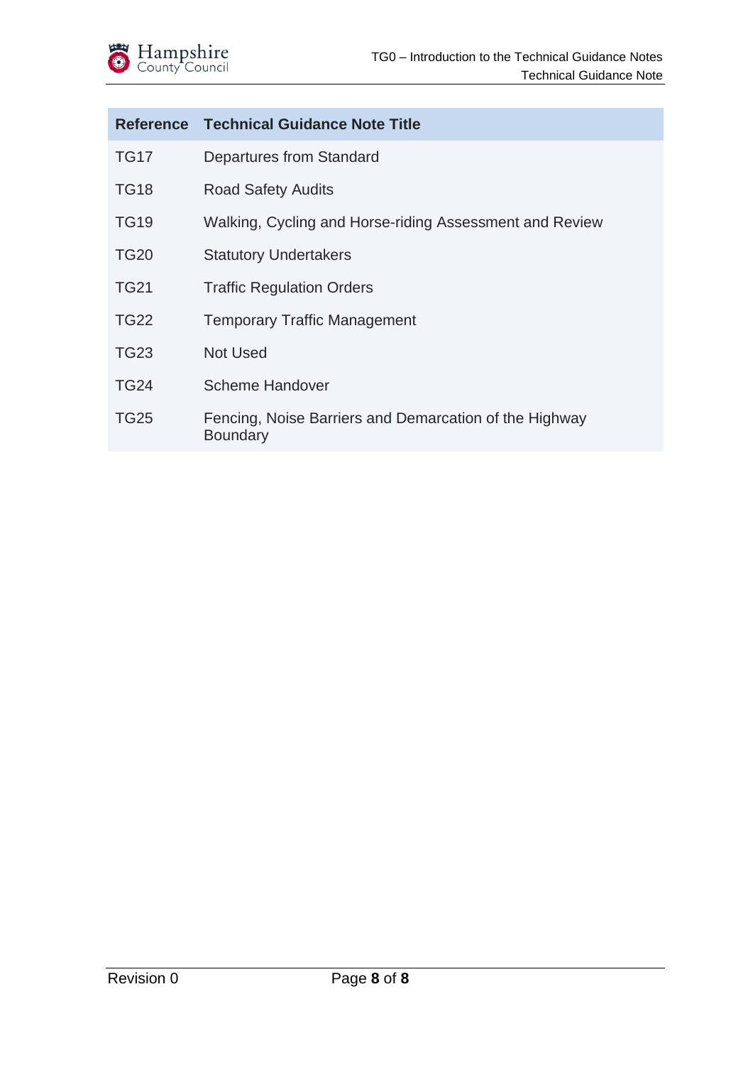| Reference | Technical Guidance Note Title |
|---|---|
| TG17 | Departures from Standard |
| TG18 | Road Safety Audits |
| TG19 | Walking, Cycling and Horse-riding Assessment and Review |
| TG20 | Statutory Undertakers |
| TG21 | Traffic Regulation Orders |
| TG22 | Temporary Traffic Management |
| TG23 | Not Used |
| TG24 | Scheme Handover |
| TG25 | Fencing, Noise Barriers and Demarcation of the Highway Boundary |